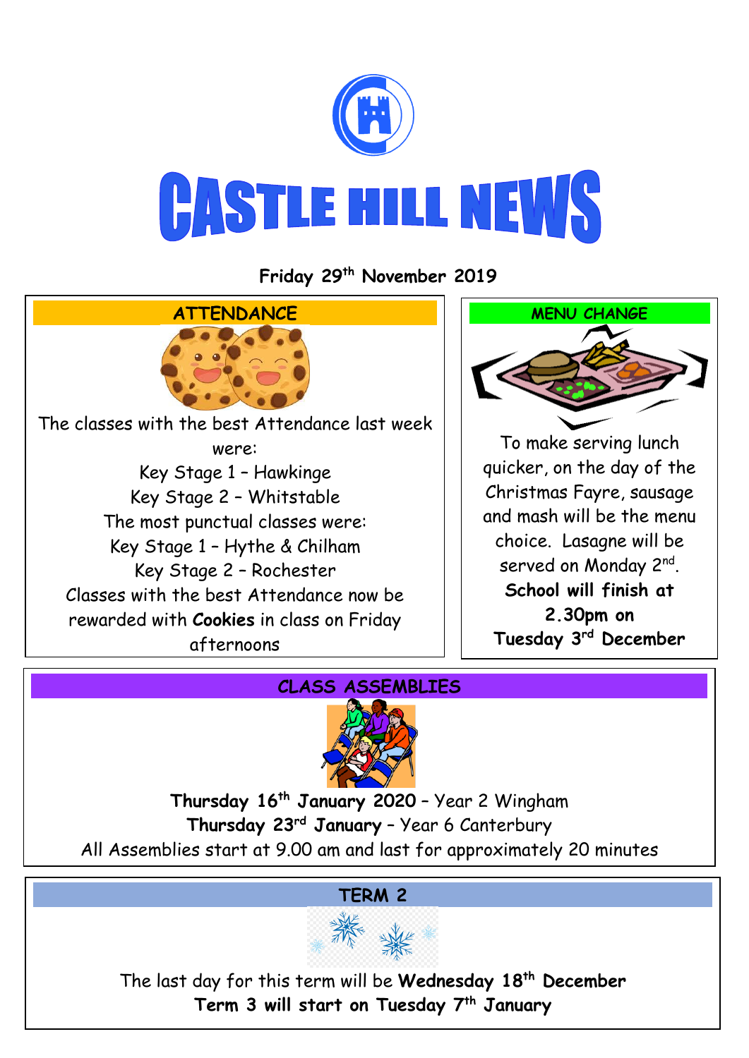# CASTLE HILL NEWS

**Friday 29th November 2019**

## ATTENDANCE

The classes with the best Attendance last week were:

Key Stage 1 – Hawkinge

Key Stage 2 – Whitstable

The most punctual classes were:

Key Stage 1 – Hythe & Chilham

Key Stage 2 – Rochester

Classes with the best Attendance now be rewarded with **Cookies** in class on Friday afternoons

## MENU CHANGE

To make serving lunch quicker, on the day of the Christmas Fayre, sausage and mash will be the menu choice. Lasagne will be served on Monday 2nd.

**School will finish at 2.30pm on Tuesday 3rd December**

## CLASS ASSEMBLIES

**Thursday 16th January 2020** – Year 2 Wingham

**Thursday 23rd January** – Year 6 Canterbury

All Assemblies start at 9.00 am and last for approximately 20 minutes

## TERM 2

The last day for this term will be **Wednesday 18th December**

**Term 3 will start on Tuesday 7th January**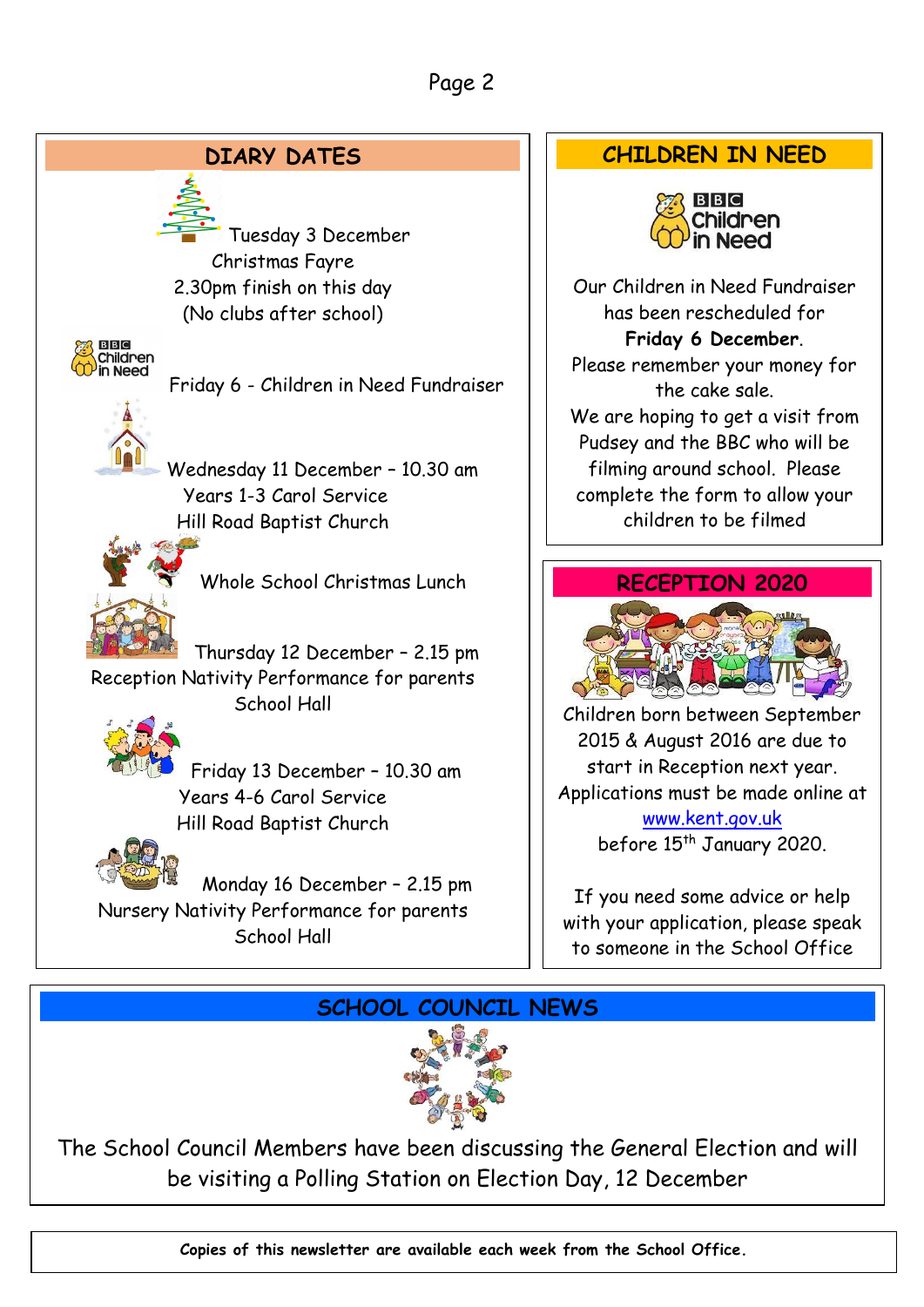## DIARY DATES

Tuesday 3 December
Christmas Fayre
2.30pm finish on this day
(No clubs after school)

Friday 6 - Children in Need Fundraiser

Wednesday 11 December – 10.30 am
Years 1-3 Carol Service
Hill Road Baptist Church

Whole School Christmas Lunch

Thursday 12 December – 2.15 pm
Reception Nativity Performance for parents
School Hall

Friday 13 December – 10.30 am
Years 4-6 Carol Service
Hill Road Baptist Church

Monday 16 December – 2.15 pm
Nursery Nativity Performance for parents
School Hall

## CHILDREN IN NEED

Our Children in Need Fundraiser has been rescheduled for **Friday 6 December**.
Please remember your money for the cake sale.
We are hoping to get a visit from Pudsey and the BBC who will be filming around school. Please complete the form to allow your children to be filmed

## RECEPTION 2020

Children born between September 2015 & August 2016 are due to start in Reception next year.
Applications must be made online at www.kent.gov.uk before 15th January 2020.

If you need some advice or help with your application, please speak to someone in the School Office

## SCHOOL COUNCIL NEWS

The School Council Members have been discussing the General Election and will be visiting a Polling Station on Election Day, 12 December

**Copies of this newsletter are available each week from the School Office.**